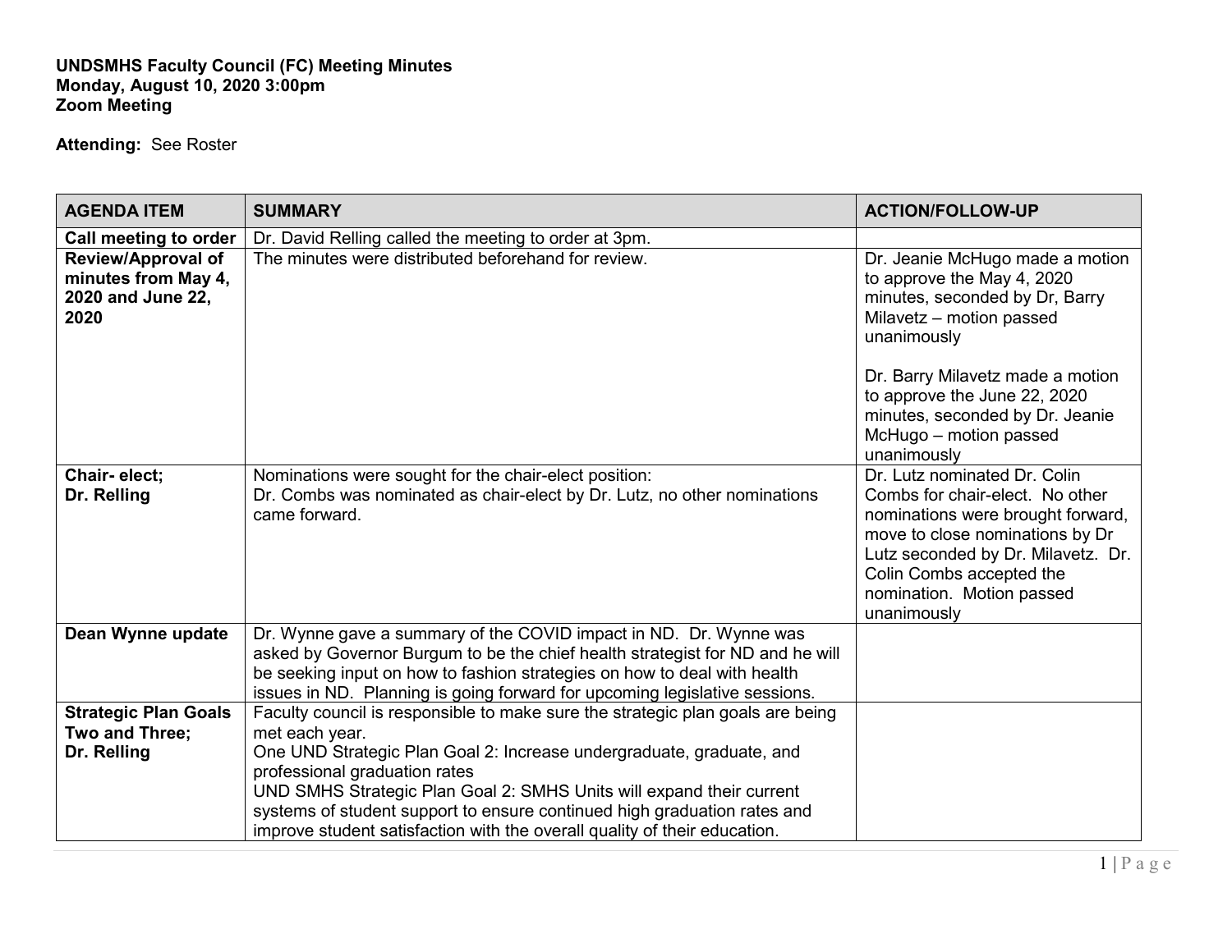**UNDSMHS Faculty Council (FC) Meeting Minutes**
**Monday, August 10, 2020 3:00pm**
**Zoom Meeting**

**Attending:** See Roster

| AGENDA ITEM | SUMMARY | ACTION/FOLLOW-UP |
|---|---|---|
| **Call meeting to order** | Dr. David Relling called the meeting to order at 3pm. | |
| **Review/Approval of minutes from May 4, 2020 and June 22, 2020** | The minutes were distributed beforehand for review. | Dr. Jeanie McHugo made a motion to approve the May 4, 2020 minutes, seconded by Dr, Barry Milavetz – motion passed unanimously<br><br>Dr. Barry Milavetz made a motion to approve the June 22, 2020 minutes, seconded by Dr. Jeanie McHugo – motion passed unanimously |
| **Chair- elect; Dr. Relling** | Nominations were sought for the chair-elect position:<br>Dr. Combs was nominated as chair-elect by Dr. Lutz, no other nominations came forward. | Dr. Lutz nominated Dr. Colin Combs for chair-elect. No other nominations were brought forward, move to close nominations by Dr Lutz seconded by Dr. Milavetz. Dr. Colin Combs accepted the nomination. Motion passed unanimously |
| **Dean Wynne update** | Dr. Wynne gave a summary of the COVID impact in ND. Dr. Wynne was asked by Governor Burgum to be the chief health strategist for ND and he will be seeking input on how to fashion strategies on how to deal with health issues in ND. Planning is going forward for upcoming legislative sessions. | |
| **Strategic Plan Goals Two and Three; Dr. Relling** | Faculty council is responsible to make sure the strategic plan goals are being met each year.<br>One UND Strategic Plan Goal 2: Increase undergraduate, graduate, and professional graduation rates<br>UND SMHS Strategic Plan Goal 2: SMHS Units will expand their current systems of student support to ensure continued high graduation rates and improve student satisfaction with the overall quality of their education. | |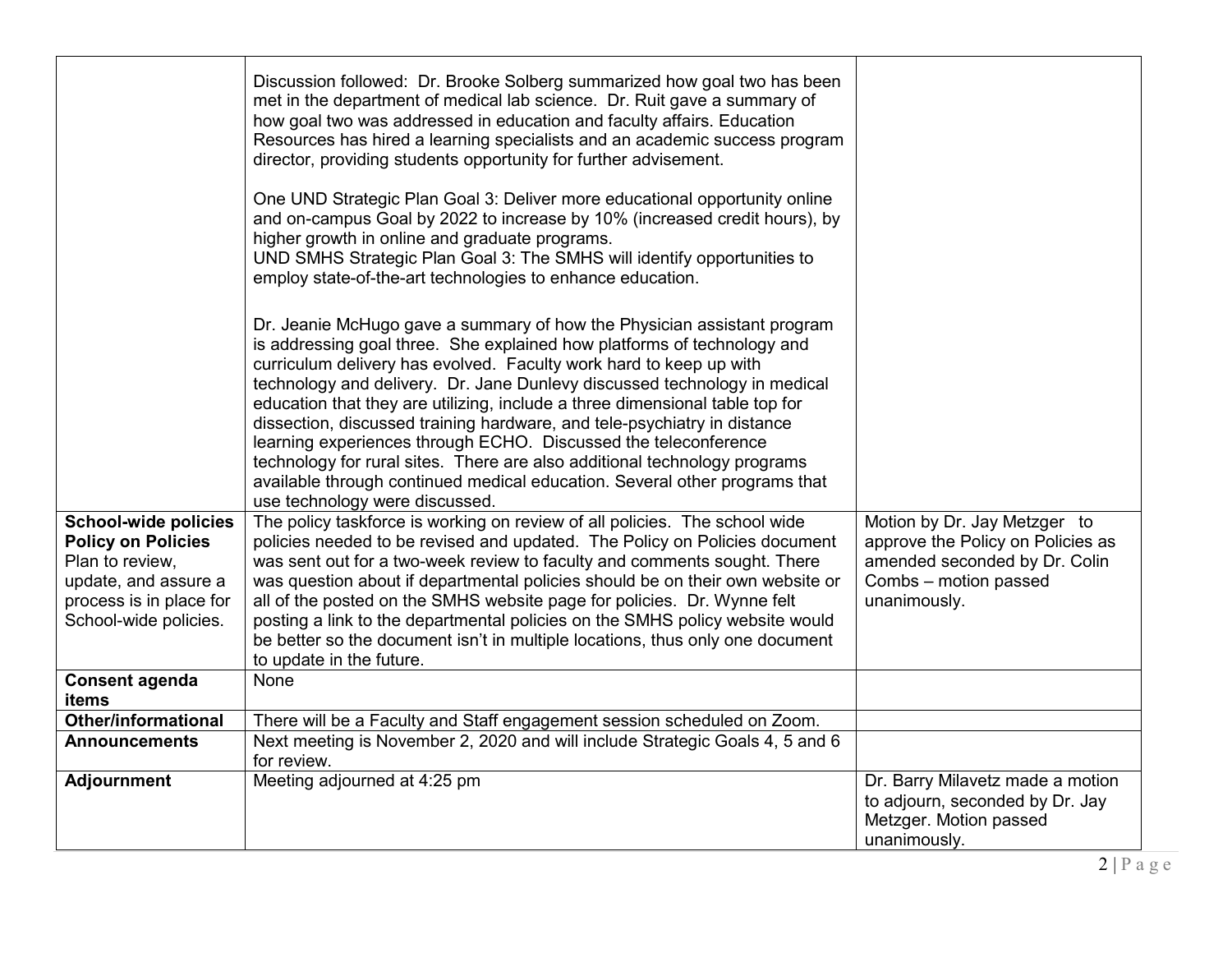| | | |
|---|---|---|
| | Discussion followed: Dr. Brooke Solberg summarized how goal two has been met in the department of medical lab science. Dr. Ruit gave a summary of how goal two was addressed in education and faculty affairs. Education Resources has hired a learning specialists and an academic success program director, providing students opportunity for further advisement.<br><br>One UND Strategic Plan Goal 3: Deliver more educational opportunity online and on-campus Goal by 2022 to increase by 10% (increased credit hours), by higher growth in online and graduate programs.<br>UND SMHS Strategic Plan Goal 3: The SMHS will identify opportunities to employ state-of-the-art technologies to enhance education.<br><br>Dr. Jeanie McHugo gave a summary of how the Physician assistant program is addressing goal three. She explained how platforms of technology and curriculum delivery has evolved. Faculty work hard to keep up with technology and delivery. Dr. Jane Dunlevy discussed technology in medical education that they are utilizing, include a three dimensional table top for dissection, discussed training hardware, and tele-psychiatry in distance learning experiences through ECHO. Discussed the teleconference technology for rural sites. There are also additional technology programs available through continued medical education. Several other programs that use technology were discussed. | |
| **School-wide policies Policy on Policies** Plan to review, update, and assure a process is in place for School-wide policies. | The policy taskforce is working on review of all policies. The school wide policies needed to be revised and updated. The Policy on Policies document was sent out for a two-week review to faculty and comments sought. There was question about if departmental policies should be on their own website or all of the posted on the SMHS website page for policies. Dr. Wynne felt posting a link to the departmental policies on the SMHS policy website would be better so the document isn't in multiple locations, thus only one document to update in the future. | Motion by Dr. Jay Metzger to approve the Policy on Policies as amended seconded by Dr. Colin Combs – motion passed unanimously. |
| **Consent agenda items** | None | |
| **Other/informational** | There will be a Faculty and Staff engagement session scheduled on Zoom. | |
| **Announcements** | Next meeting is November 2, 2020 and will include Strategic Goals 4, 5 and 6 for review. | |
| **Adjournment** | Meeting adjourned at 4:25 pm | Dr. Barry Milavetz made a motion to adjourn, seconded by Dr. Jay Metzger. Motion passed unanimously. |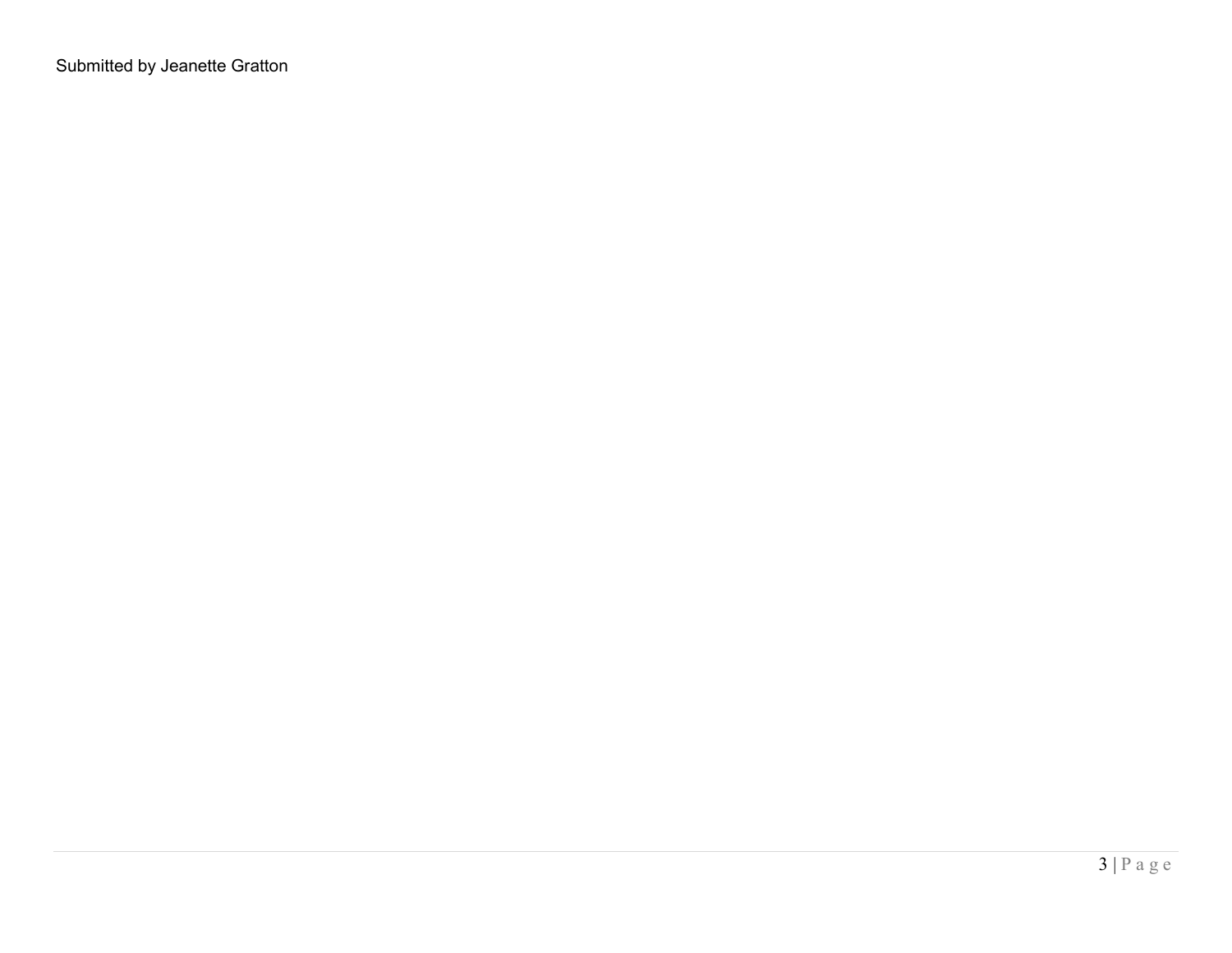Submitted by Jeanette Gratton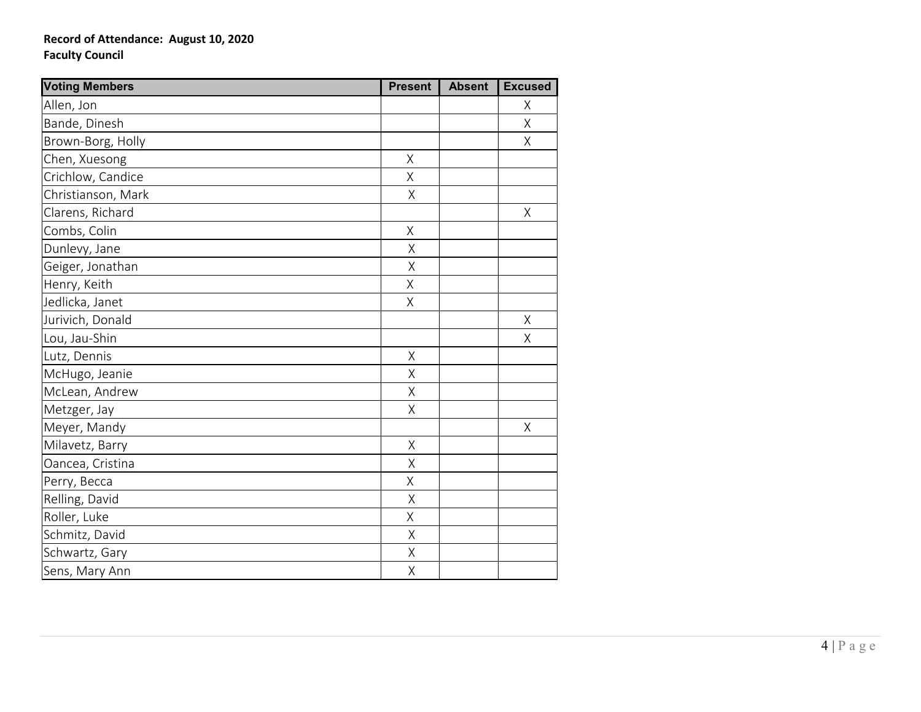**Record of Attendance: August 10, 2020**
**Faculty Council**

| Voting Members | Present | Absent | Excused |
|---|---|---|---|
| Allen, Jon | | | X |
| Bande, Dinesh | | | X |
| Brown-Borg, Holly | | | X |
| Chen, Xuesong | X | | |
| Crichlow, Candice | X | | |
| Christianson, Mark | X | | |
| Clarens, Richard | | | X |
| Combs, Colin | X | | |
| Dunlevy, Jane | X | | |
| Geiger, Jonathan | X | | |
| Henry, Keith | X | | |
| Jedlicka, Janet | X | | |
| Jurivich, Donald | | | X |
| Lou, Jau-Shin | | | X |
| Lutz, Dennis | X | | |
| McHugo, Jeanie | X | | |
| McLean, Andrew | X | | |
| Metzger, Jay | X | | |
| Meyer, Mandy | | | X |
| Milavetz, Barry | X | | |
| Oancea, Cristina | X | | |
| Perry, Becca | X | | |
| Relling, David | X | | |
| Roller, Luke | X | | |
| Schmitz, David | X | | |
| Schwartz, Gary | X | | |
| Sens, Mary Ann | X | | |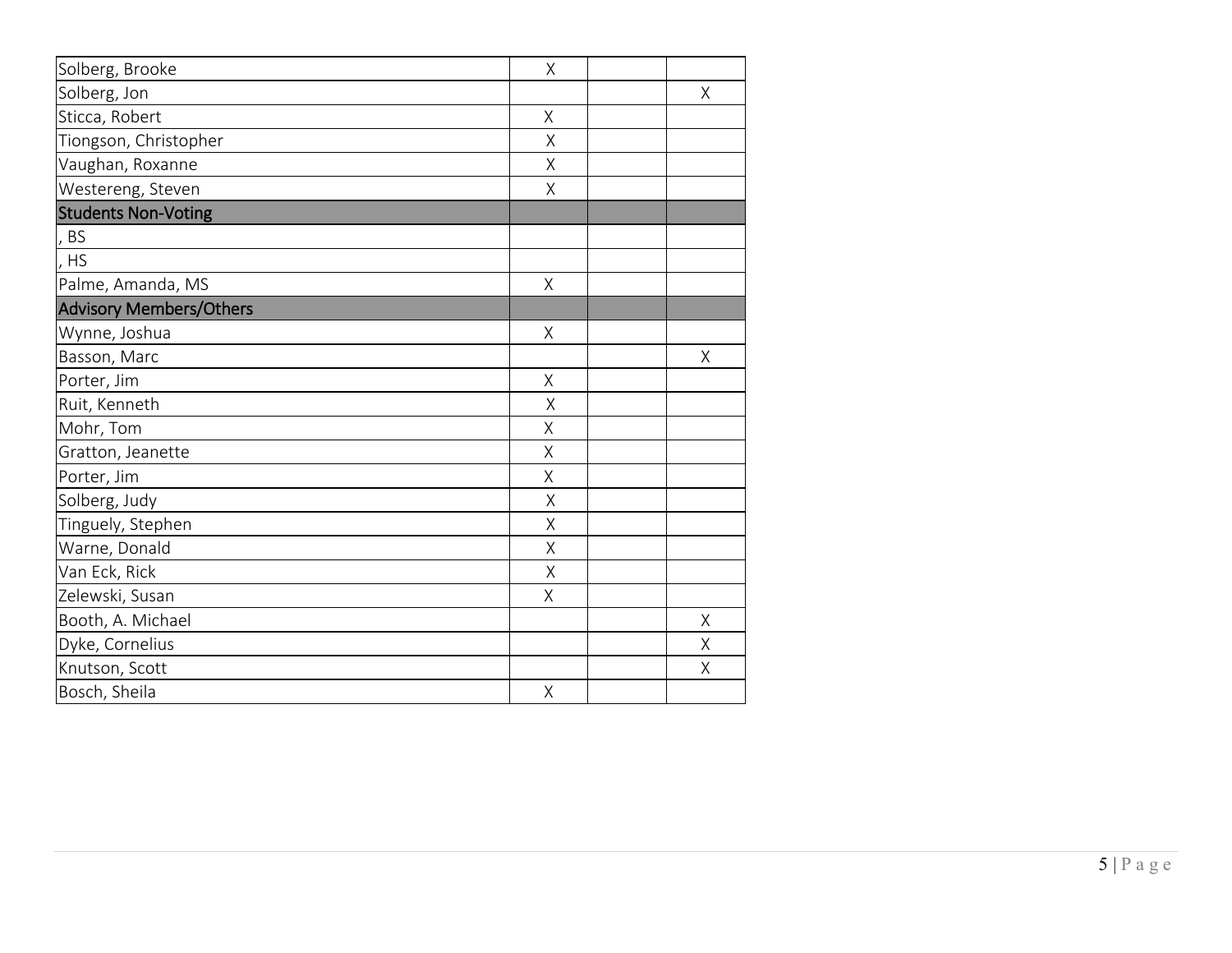| | | | |
|---|---|---|---|
| Solberg, Brooke | X | | |
| Solberg, Jon | | | X |
| Sticca, Robert | X | | |
| Tiongson, Christopher | X | | |
| Vaughan, Roxanne | X | | |
| Westereng, Steven | X | | |
| **Students Non-Voting** | | | |
| , BS | | | |
| , HS | | | |
| Palme, Amanda, MS | X | | |
| **Advisory Members/Others** | | | |
| Wynne, Joshua | X | | |
| Basson, Marc | | | X |
| Porter, Jim | X | | |
| Ruit, Kenneth | X | | |
| Mohr, Tom | X | | |
| Gratton, Jeanette | X | | |
| Porter, Jim | X | | |
| Solberg, Judy | X | | |
| Tinguely, Stephen | X | | |
| Warne, Donald | X | | |
| Van Eck, Rick | X | | |
| Zelewski, Susan | X | | |
| Booth, A. Michael | | | X |
| Dyke, Cornelius | | | X |
| Knutson, Scott | | | X |
| Bosch, Sheila | X | | |